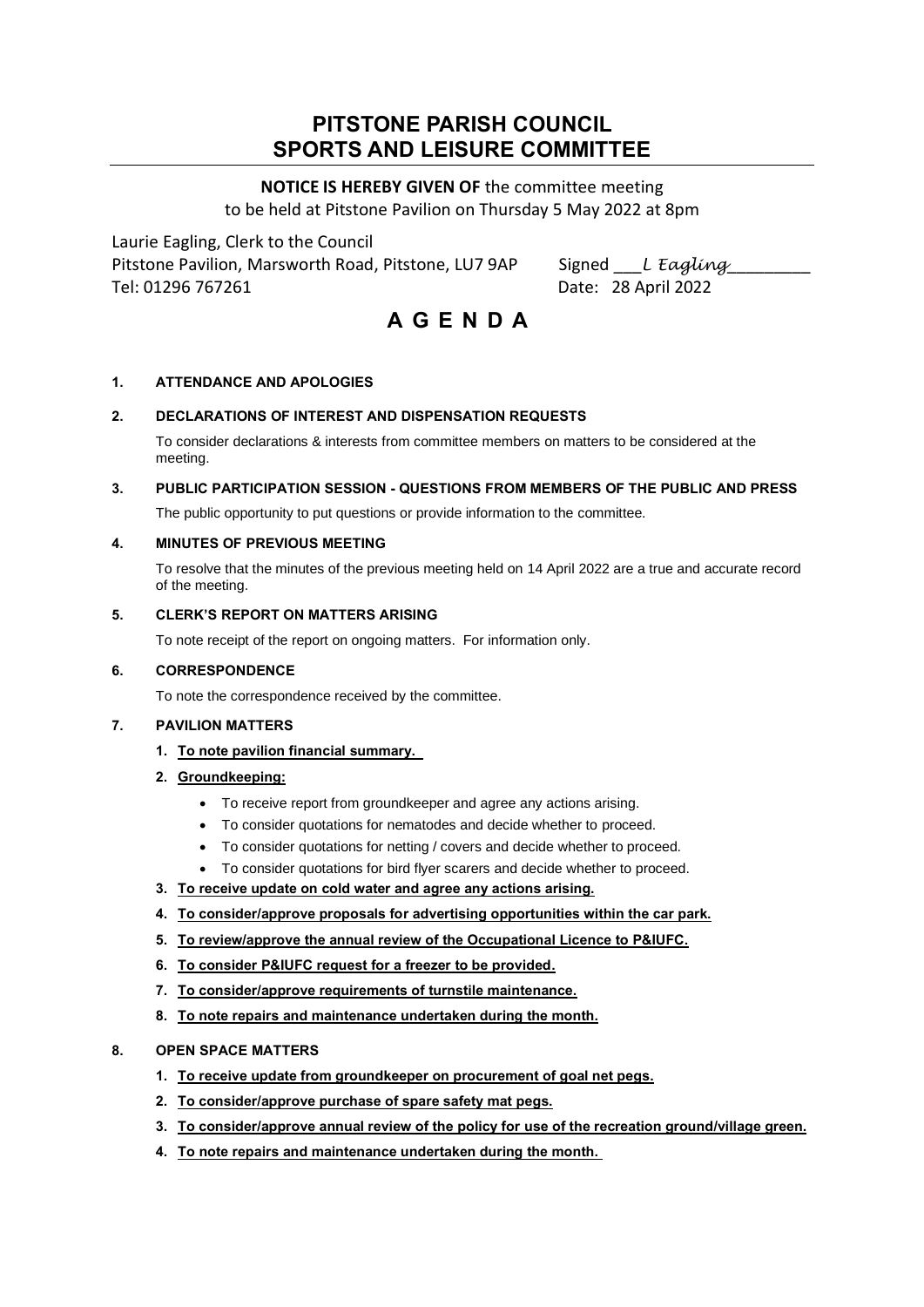# PITSTONE PARISH COUNCIL
# SPORTS AND LEISURE COMMITTEE

**NOTICE IS HEREBY GIVEN OF** the committee meeting
to be held at Pitstone Pavilion on Thursday 5 May 2022 at 8pm

Laurie Eagling, Clerk to the Council
Pitstone Pavilion, Marsworth Road, Pitstone, LU7 9AP
Tel: 01296 767261

Signed ___*L Eagling*________
Date: 28 April 2022

# A G E N D A

**1. ATTENDANCE AND APOLOGIES**

**2. DECLARATIONS OF INTEREST AND DISPENSATION REQUESTS**

To consider declarations & interests from committee members on matters to be considered at the meeting.

**3. PUBLIC PARTICIPATION SESSION - QUESTIONS FROM MEMBERS OF THE PUBLIC AND PRESS**

The public opportunity to put questions or provide information to the committee.

**4. MINUTES OF PREVIOUS MEETING**

To resolve that the minutes of the previous meeting held on 14 April 2022 are a true and accurate record of the meeting.

**5. CLERK'S REPORT ON MATTERS ARISING**

To note receipt of the report on ongoing matters. For information only.

**6. CORRESPONDENCE**

To note the correspondence received by the committee.

**7. PAVILION MATTERS**

1. **To note pavilion financial summary.**
2. **Groundkeeping:**
   - To receive report from groundkeeper and agree any actions arising.
   - To consider quotations for nematodes and decide whether to proceed.
   - To consider quotations for netting / covers and decide whether to proceed.
   - To consider quotations for bird flyer scarers and decide whether to proceed.
3. **To receive update on cold water and agree any actions arising.**
4. **To consider/approve proposals for advertising opportunities within the car park.**
5. **To review/approve the annual review of the Occupational Licence to P&IUFC.**
6. **To consider P&IUFC request for a freezer to be provided.**
7. **To consider/approve requirements of turnstile maintenance.**
8. **To note repairs and maintenance undertaken during the month.**

**8. OPEN SPACE MATTERS**

1. **To receive update from groundkeeper on procurement of goal net pegs.**
2. **To consider/approve purchase of spare safety mat pegs.**
3. **To consider/approve annual review of the policy for use of the recreation ground/village green.**
4. **To note repairs and maintenance undertaken during the month.**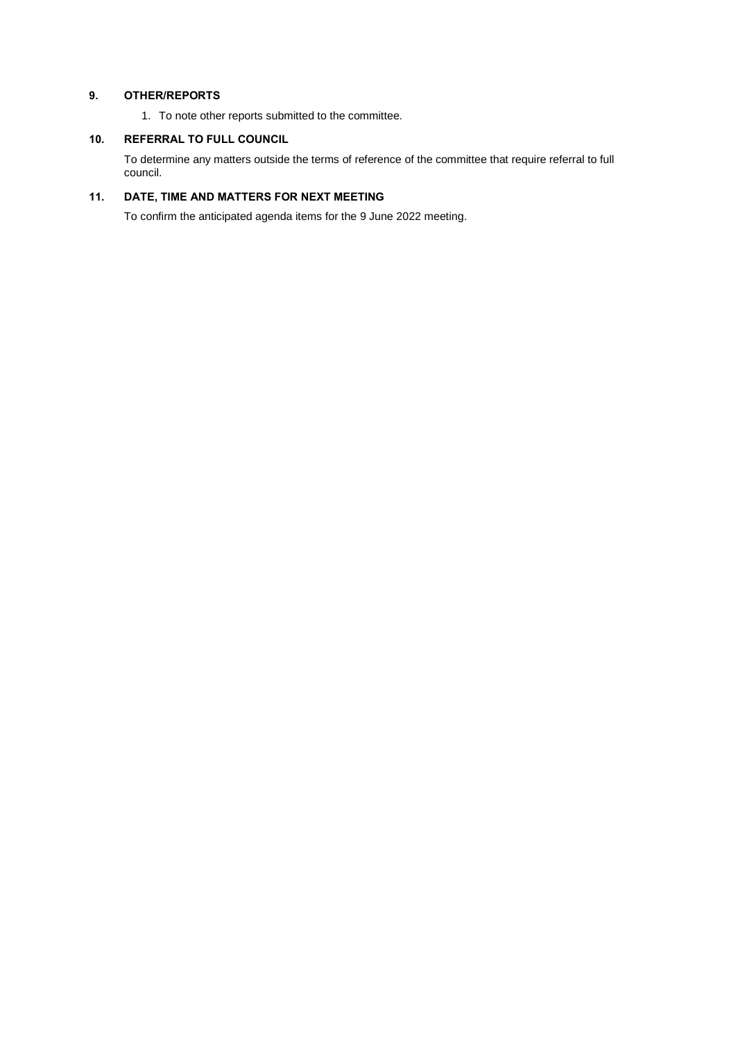**9. OTHER/REPORTS**

1. To note other reports submitted to the committee.

**10. REFERRAL TO FULL COUNCIL**

To determine any matters outside the terms of reference of the committee that require referral to full council.

**11. DATE, TIME AND MATTERS FOR NEXT MEETING**

To confirm the anticipated agenda items for the 9 June 2022 meeting.